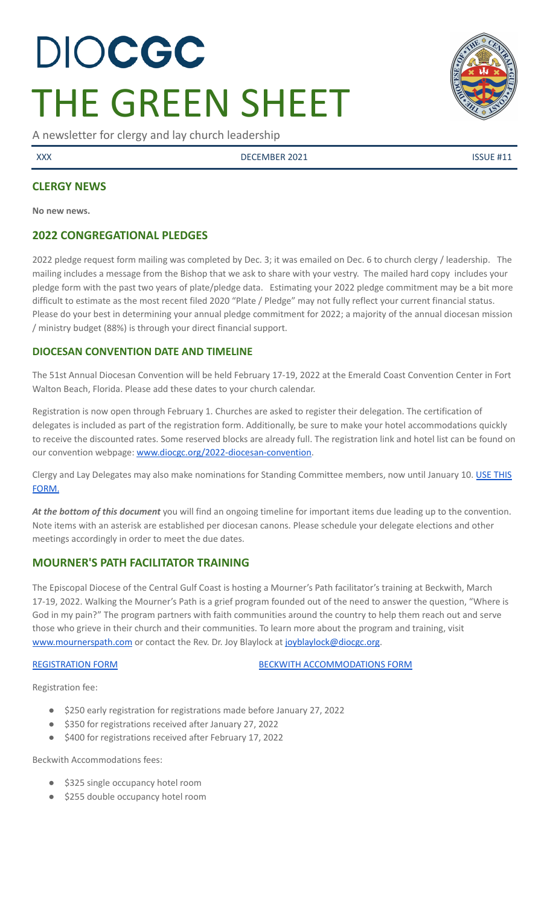# DIOCGC
# THE GREEN SHEET

A newsletter for clergy and lay church leadership

XXX | DECEMBER 2021 | ISSUE #11

## CLERGY NEWS

**No new news.**

## 2022 CONGREGATIONAL PLEDGES

2022 pledge request form mailing was completed by Dec. 3; it was emailed on Dec. 6 to church clergy / leadership. The mailing includes a message from the Bishop that we ask to share with your vestry. The mailed hard copy includes your pledge form with the past two years of plate/pledge data. Estimating your 2022 pledge commitment may be a bit more difficult to estimate as the most recent filed 2020 "Plate / Pledge" may not fully reflect your current financial status. Please do your best in determining your annual pledge commitment for 2022; a majority of the annual diocesan mission / ministry budget (88%) is through your direct financial support.

## DIOCESAN CONVENTION DATE AND TIMELINE

The 51st Annual Diocesan Convention will be held February 17-19, 2022 at the Emerald Coast Convention Center in Fort Walton Beach, Florida. Please add these dates to your church calendar.

Registration is now open through February 1. Churches are asked to register their delegation. The certification of delegates is included as part of the registration form. Additionally, be sure to make your hotel accommodations quickly to receive the discounted rates. Some reserved blocks are already full. The registration link and hotel list can be found on our convention webpage: www.diocgc.org/2022-diocesan-convention.

Clergy and Lay Delegates may also make nominations for Standing Committee members, now until January 10. USE THIS FORM.

***At the bottom of this document*** you will find an ongoing timeline for important items due leading up to the convention. Note items with an asterisk are established per diocesan canons. Please schedule your delegate elections and other meetings accordingly in order to meet the due dates.

## MOURNER'S PATH FACILITATOR TRAINING

The Episcopal Diocese of the Central Gulf Coast is hosting a Mourner's Path facilitator's training at Beckwith, March 17-19, 2022. Walking the Mourner's Path is a grief program founded out of the need to answer the question, "Where is God in my pain?" The program partners with faith communities around the country to help them reach out and serve those who grieve in their church and their communities. To learn more about the program and training, visit www.mournerspath.com or contact the Rev. Dr. Joy Blaylock at joyblaylock@diocgc.org.

REGISTRATION FORM | BECKWITH ACCOMMODATIONS FORM

Registration fee:

- $250 early registration for registrations made before January 27, 2022
- $350 for registrations received after January 27, 2022
- $400 for registrations received after February 17, 2022

Beckwith Accommodations fees:

- $325 single occupancy hotel room
- $255 double occupancy hotel room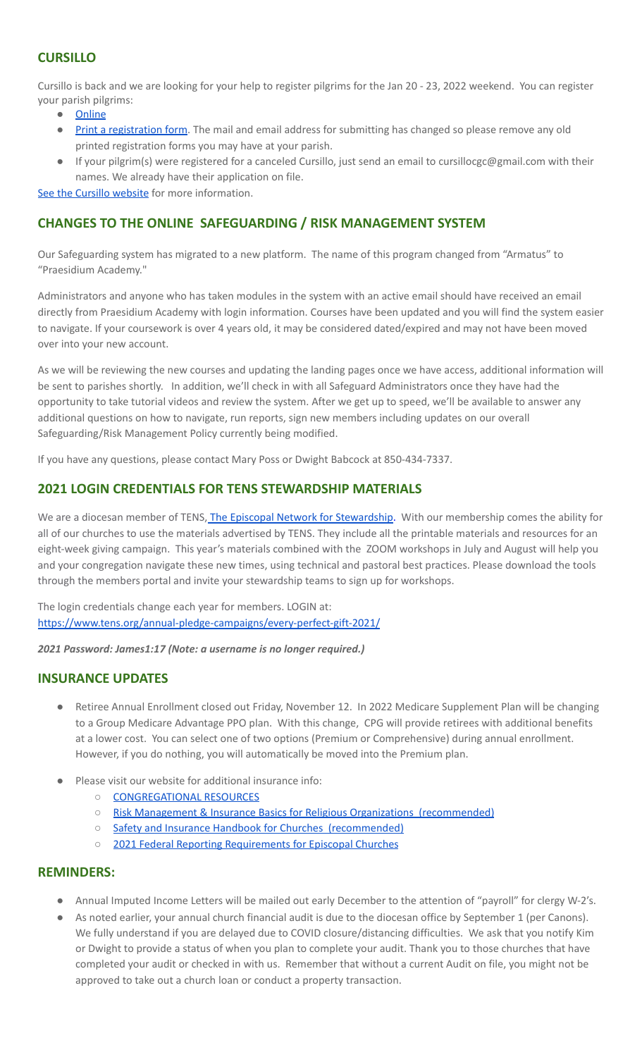## CURSILLO

Cursillo is back and we are looking for your help to register pilgrims for the Jan 20 - 23, 2022 weekend. You can register your parish pilgrims:

- Online
- Print a registration form. The mail and email address for submitting has changed so please remove any old printed registration forms you may have at your parish.
- If your pilgrim(s) were registered for a canceled Cursillo, just send an email to cursillocgc@gmail.com with their names. We already have their application on file.

See the Cursillo website for more information.

## CHANGES TO THE ONLINE SAFEGUARDING / RISK MANAGEMENT SYSTEM

Our Safeguarding system has migrated to a new platform. The name of this program changed from "Armatus" to "Praesidium Academy."

Administrators and anyone who has taken modules in the system with an active email should have received an email directly from Praesidium Academy with login information. Courses have been updated and you will find the system easier to navigate. If your coursework is over 4 years old, it may be considered dated/expired and may not have been moved over into your new account.

As we will be reviewing the new courses and updating the landing pages once we have access, additional information will be sent to parishes shortly. In addition, we'll check in with all Safeguard Administrators once they have had the opportunity to take tutorial videos and review the system. After we get up to speed, we'll be available to answer any additional questions on how to navigate, run reports, sign new members including updates on our overall Safeguarding/Risk Management Policy currently being modified.

If you have any questions, please contact Mary Poss or Dwight Babcock at 850-434-7337.

## 2021 LOGIN CREDENTIALS FOR TENS STEWARDSHIP MATERIALS

We are a diocesan member of TENS, The Episcopal Network for Stewardship. With our membership comes the ability for all of our churches to use the materials advertised by TENS. They include all the printable materials and resources for an eight-week giving campaign. This year's materials combined with the ZOOM workshops in July and August will help you and your congregation navigate these new times, using technical and pastoral best practices. Please download the tools through the members portal and invite your stewardship teams to sign up for workshops.

The login credentials change each year for members. LOGIN at:
https://www.tens.org/annual-pledge-campaigns/every-perfect-gift-2021/

***2021 Password: James1:17 (Note: a username is no longer required.)***

## INSURANCE UPDATES

- Retiree Annual Enrollment closed out Friday, November 12. In 2022 Medicare Supplement Plan will be changing to a Group Medicare Advantage PPO plan. With this change, CPG will provide retirees with additional benefits at a lower cost. You can select one of two options (Premium or Comprehensive) during annual enrollment. However, if you do nothing, you will automatically be moved into the Premium plan.
- Please visit our website for additional insurance info:
  - CONGREGATIONAL RESOURCES
  - Risk Management & Insurance Basics for Religious Organizations (recommended)
  - Safety and Insurance Handbook for Churches (recommended)
  - 2021 Federal Reporting Requirements for Episcopal Churches

## REMINDERS:

- Annual Imputed Income Letters will be mailed out early December to the attention of "payroll" for clergy W-2's.
- As noted earlier, your annual church financial audit is due to the diocesan office by September 1 (per Canons). We fully understand if you are delayed due to COVID closure/distancing difficulties. We ask that you notify Kim or Dwight to provide a status of when you plan to complete your audit. Thank you to those churches that have completed your audit or checked in with us. Remember that without a current Audit on file, you might not be approved to take out a church loan or conduct a property transaction.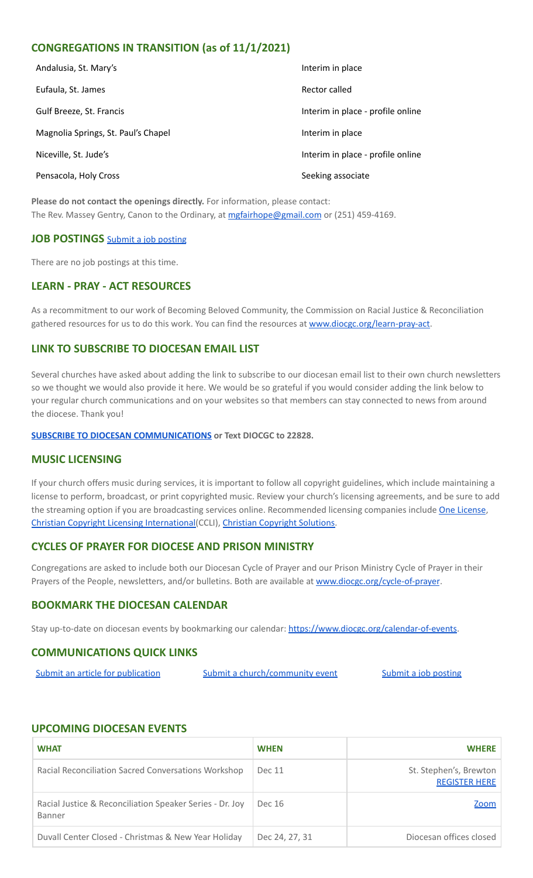## CONGREGATIONS IN TRANSITION (as of 11/1/2021)

| | |
|---|---|
| Andalusia, St. Mary's | Interim in place |
| Eufaula, St. James | Rector called |
| Gulf Breeze, St. Francis | Interim in place - profile online |
| Magnolia Springs, St. Paul's Chapel | Interim in place |
| Niceville, St. Jude's | Interim in place - profile online |
| Pensacola, Holy Cross | Seeking associate |

**Please do not contact the openings directly.** For information, please contact:
The Rev. Massey Gentry, Canon to the Ordinary, at mgfairhope@gmail.com or (251) 459-4169.

## JOB POSTINGS Submit a job posting

There are no job postings at this time.

## LEARN - PRAY - ACT RESOURCES

As a recommitment to our work of Becoming Beloved Community, the Commission on Racial Justice & Reconciliation gathered resources for us to do this work. You can find the resources at www.diocgc.org/learn-pray-act.

## LINK TO SUBSCRIBE TO DIOCESAN EMAIL LIST

Several churches have asked about adding the link to subscribe to our diocesan email list to their own church newsletters so we thought we would also provide it here. We would be so grateful if you would consider adding the link below to your regular church communications and on your websites so that members can stay connected to news from around the diocese. Thank you!

**SUBSCRIBE TO DIOCESAN COMMUNICATIONS or Text DIOCGC to 22828.**

## MUSIC LICENSING

If your church offers music during services, it is important to follow all copyright guidelines, which include maintaining a license to perform, broadcast, or print copyrighted music. Review your church's licensing agreements, and be sure to add the streaming option if you are broadcasting services online. Recommended licensing companies include One License, Christian Copyright Licensing International(CCLI), Christian Copyright Solutions.

## CYCLES OF PRAYER FOR DIOCESE AND PRISON MINISTRY

Congregations are asked to include both our Diocesan Cycle of Prayer and our Prison Ministry Cycle of Prayer in their Prayers of the People, newsletters, and/or bulletins. Both are available at www.diocgc.org/cycle-of-prayer.

## BOOKMARK THE DIOCESAN CALENDAR

Stay up-to-date on diocesan events by bookmarking our calendar: https://www.diocgc.org/calendar-of-events.

## COMMUNICATIONS QUICK LINKS

Submit an article for publication    Submit a church/community event    Submit a job posting

## UPCOMING DIOCESAN EVENTS

| WHAT | WHEN | WHERE |
|---|---|---|
| Racial Reconciliation Sacred Conversations Workshop | Dec 11 | St. Stephen's, Brewton REGISTER HERE |
| Racial Justice & Reconciliation Speaker Series - Dr. Joy Banner | Dec 16 | Zoom |
| Duvall Center Closed - Christmas & New Year Holiday | Dec 24, 27, 31 | Diocesan offices closed |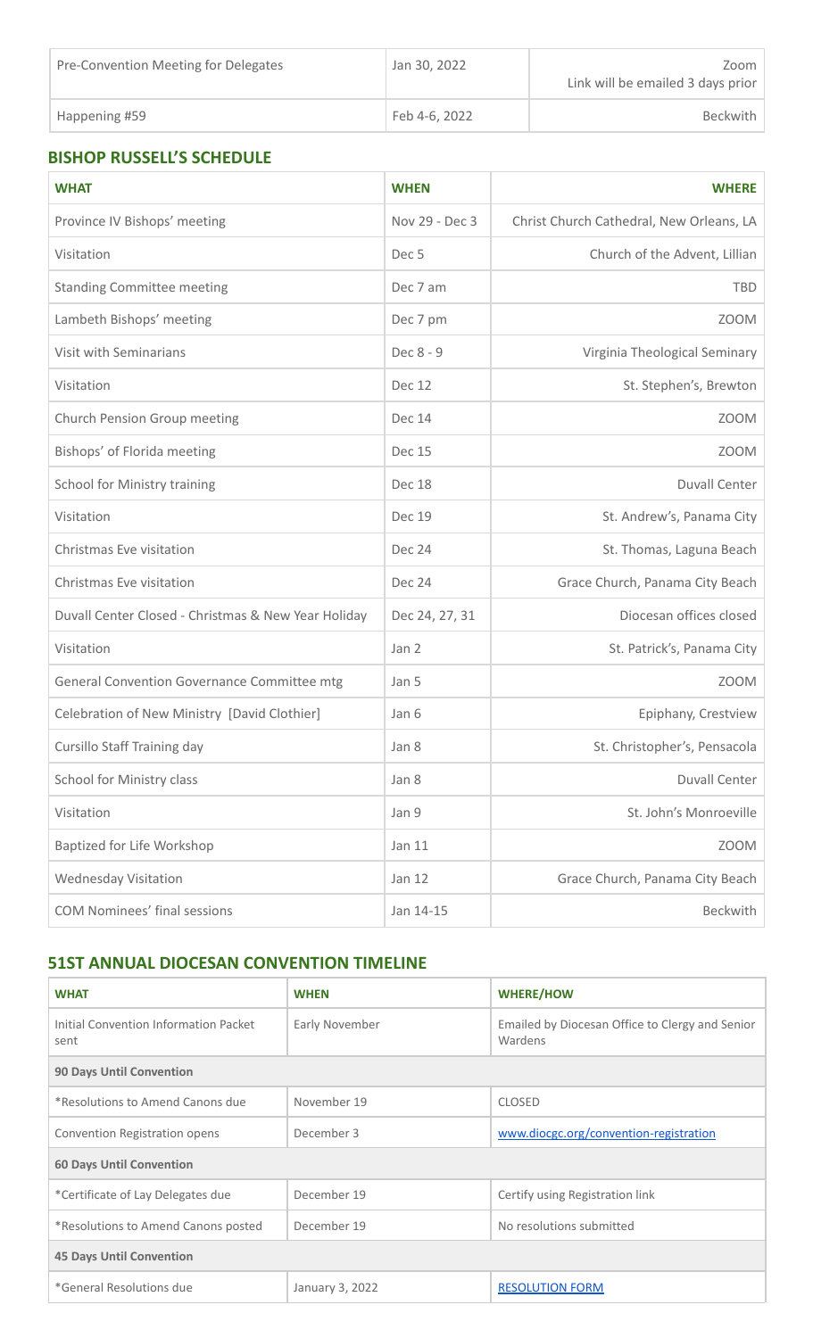| | | |
|---|---|---|
| Pre-Convention Meeting for Delegates | Jan 30, 2022 | Zoom<br>Link will be emailed 3 days prior |
| Happening #59 | Feb 4-6, 2022 | Beckwith |

## BISHOP RUSSELL'S SCHEDULE

| WHAT | WHEN | WHERE |
|---|---|---|
| Province IV Bishops' meeting | Nov 29 - Dec 3 | Christ Church Cathedral, New Orleans, LA |
| Visitation | Dec 5 | Church of the Advent, Lillian |
| Standing Committee meeting | Dec 7 am | TBD |
| Lambeth Bishops' meeting | Dec 7 pm | ZOOM |
| Visit with Seminarians | Dec 8 - 9 | Virginia Theological Seminary |
| Visitation | Dec 12 | St. Stephen's, Brewton |
| Church Pension Group meeting | Dec 14 | ZOOM |
| Bishops' of Florida meeting | Dec 15 | ZOOM |
| School for Ministry training | Dec 18 | Duvall Center |
| Visitation | Dec 19 | St. Andrew's, Panama City |
| Christmas Eve visitation | Dec 24 | St. Thomas, Laguna Beach |
| Christmas Eve visitation | Dec 24 | Grace Church, Panama City Beach |
| Duvall Center Closed - Christmas & New Year Holiday | Dec 24, 27, 31 | Diocesan offices closed |
| Visitation | Jan 2 | St. Patrick's, Panama City |
| General Convention Governance Committee mtg | Jan 5 | ZOOM |
| Celebration of New Ministry [David Clothier] | Jan 6 | Epiphany, Crestview |
| Cursillo Staff Training day | Jan 8 | St. Christopher's, Pensacola |
| School for Ministry class | Jan 8 | Duvall Center |
| Visitation | Jan 9 | St. John's Monroeville |
| Baptized for Life Workshop | Jan 11 | ZOOM |
| Wednesday Visitation | Jan 12 | Grace Church, Panama City Beach |
| COM Nominees' final sessions | Jan 14-15 | Beckwith |

## 51ST ANNUAL DIOCESAN CONVENTION TIMELINE

| WHAT | WHEN | WHERE/HOW |
|---|---|---|
| Initial Convention Information Packet sent | Early November | Emailed by Diocesan Office to Clergy and Senior Wardens |
| **90 Days Until Convention** | | |
| *Resolutions to Amend Canons due | November 19 | CLOSED |
| Convention Registration opens | December 3 | www.diocgc.org/convention-registration |
| **60 Days Until Convention** | | |
| *Certificate of Lay Delegates due | December 19 | Certify using Registration link |
| *Resolutions to Amend Canons posted | December 19 | No resolutions submitted |
| **45 Days Until Convention** | | |
| *General Resolutions due | January 3, 2022 | RESOLUTION FORM |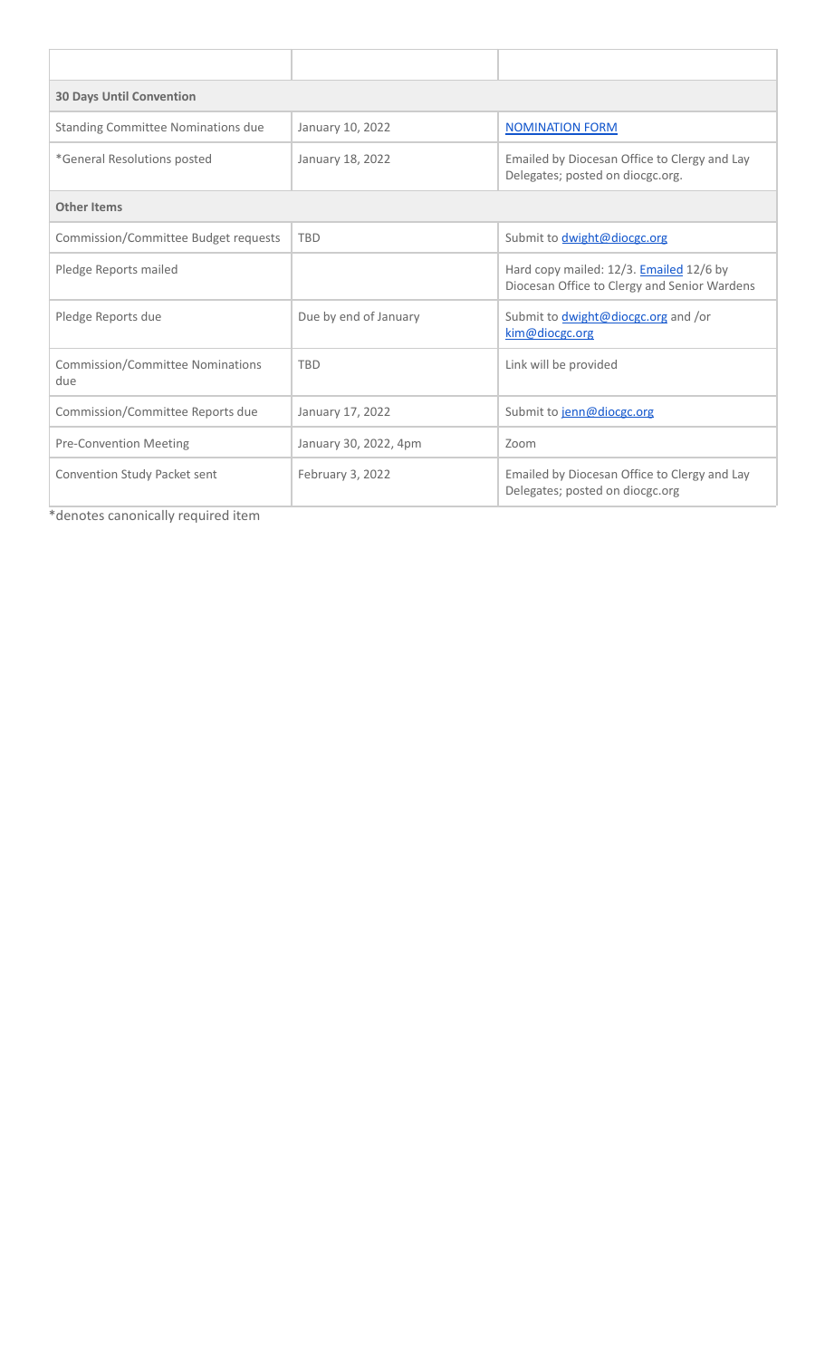| | | |
|---|---|---|
| **30 Days Until Convention** | | |
| Standing Committee Nominations due | January 10, 2022 | NOMINATION FORM |
| *General Resolutions posted | January 18, 2022 | Emailed by Diocesan Office to Clergy and Lay Delegates; posted on diocgc.org. |
| **Other Items** | | |
| Commission/Committee Budget requests | TBD | Submit to dwight@diocgc.org |
| Pledge Reports mailed | | Hard copy mailed: 12/3. Emailed 12/6 by Diocesan Office to Clergy and Senior Wardens |
| Pledge Reports due | Due by end of January | Submit to dwight@diocgc.org and /or kim@diocgc.org |
| Commission/Committee Nominations due | TBD | Link will be provided |
| Commission/Committee Reports due | January 17, 2022 | Submit to jenn@diocgc.org |
| Pre-Convention Meeting | January 30, 2022, 4pm | Zoom |
| Convention Study Packet sent | February 3, 2022 | Emailed by Diocesan Office to Clergy and Lay Delegates; posted on diocgc.org |

*denotes canonically required item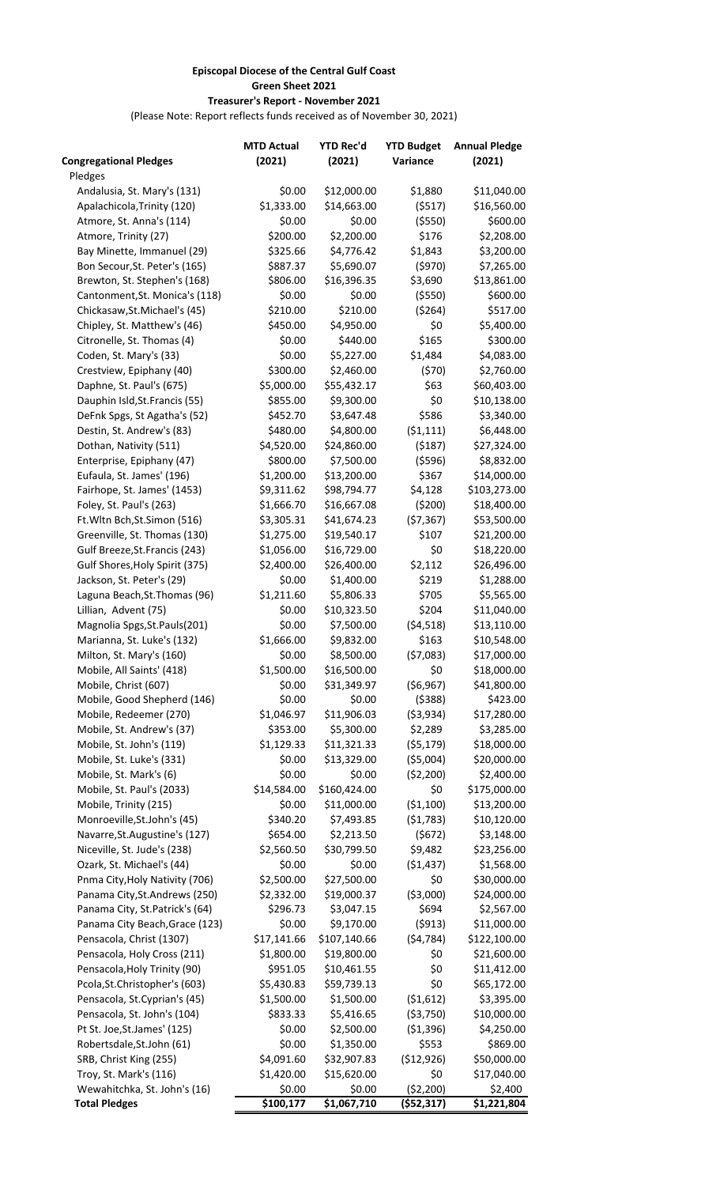**Episcopal Diocese of the Central Gulf Coast**

**Green Sheet 2021**

**Treasurer's Report - November 2021**

(Please Note: Report reflects funds received as of November 30, 2021)

| **Congregational Pledges** | **MTD Actual (2021)** | **YTD Rec'd (2021)** | **YTD Budget Variance** | **Annual Pledge (2021)** |
|---|---|---|---|---|
| Pledges | | | | |
| Andalusia, St. Mary's (131) | $0.00 | $12,000.00 | $1,880 | $11,040.00 |
| Apalachicola,Trinity (120) | $1,333.00 | $14,663.00 | ($517) | $16,560.00 |
| Atmore, St. Anna's (114) | $0.00 | $0.00 | ($550) | $600.00 |
| Atmore, Trinity (27) | $200.00 | $2,200.00 | $176 | $2,208.00 |
| Bay Minette, Immanuel (29) | $325.66 | $4,776.42 | $1,843 | $3,200.00 |
| Bon Secour,St. Peter's (165) | $887.37 | $5,690.07 | ($970) | $7,265.00 |
| Brewton, St. Stephen's (168) | $806.00 | $16,396.35 | $3,690 | $13,861.00 |
| Cantonment,St. Monica's (118) | $0.00 | $0.00 | ($550) | $600.00 |
| Chickasaw,St.Michael's (45) | $210.00 | $210.00 | ($264) | $517.00 |
| Chipley, St. Matthew's (46) | $450.00 | $4,950.00 | $0 | $5,400.00 |
| Citronelle, St. Thomas (4) | $0.00 | $440.00 | $165 | $300.00 |
| Coden, St. Mary's (33) | $0.00 | $5,227.00 | $1,484 | $4,083.00 |
| Crestview, Epiphany (40) | $300.00 | $2,460.00 | ($70) | $2,760.00 |
| Daphne, St. Paul's (675) | $5,000.00 | $55,432.17 | $63 | $60,403.00 |
| Dauphin Isld,St.Francis (55) | $855.00 | $9,300.00 | $0 | $10,138.00 |
| DeFnk Spgs, St Agatha's (52) | $452.70 | $3,647.48 | $586 | $3,340.00 |
| Destin, St. Andrew's (83) | $480.00 | $4,800.00 | ($1,111) | $6,448.00 |
| Dothan, Nativity (511) | $4,520.00 | $24,860.00 | ($187) | $27,324.00 |
| Enterprise, Epiphany (47) | $800.00 | $7,500.00 | ($596) | $8,832.00 |
| Eufaula, St. James' (196) | $1,200.00 | $13,200.00 | $367 | $14,000.00 |
| Fairhope, St. James' (1453) | $9,311.62 | $98,794.77 | $4,128 | $103,273.00 |
| Foley, St. Paul's (263) | $1,666.70 | $16,667.08 | ($200) | $18,400.00 |
| Ft.Wltn Bch,St.Simon (516) | $3,305.31 | $41,674.23 | ($7,367) | $53,500.00 |
| Greenville, St. Thomas (130) | $1,275.00 | $19,540.17 | $107 | $21,200.00 |
| Gulf Breeze,St.Francis (243) | $1,056.00 | $16,729.00 | $0 | $18,220.00 |
| Gulf Shores,Holy Spirit (375) | $2,400.00 | $26,400.00 | $2,112 | $26,496.00 |
| Jackson, St. Peter's (29) | $0.00 | $1,400.00 | $219 | $1,288.00 |
| Laguna Beach,St.Thomas (96) | $1,211.60 | $5,806.33 | $705 | $5,565.00 |
| Lillian, Advent (75) | $0.00 | $10,323.50 | $204 | $11,040.00 |
| Magnolia Spgs,St.Pauls(201) | $0.00 | $7,500.00 | ($4,518) | $13,110.00 |
| Marianna, St. Luke's (132) | $1,666.00 | $9,832.00 | $163 | $10,548.00 |
| Milton, St. Mary's (160) | $0.00 | $8,500.00 | ($7,083) | $17,000.00 |
| Mobile, All Saints' (418) | $1,500.00 | $16,500.00 | $0 | $18,000.00 |
| Mobile, Christ (607) | $0.00 | $31,349.97 | ($6,967) | $41,800.00 |
| Mobile, Good Shepherd (146) | $0.00 | $0.00 | ($388) | $423.00 |
| Mobile, Redeemer (270) | $1,046.97 | $11,906.03 | ($3,934) | $17,280.00 |
| Mobile, St. Andrew's (37) | $353.00 | $5,300.00 | $2,289 | $3,285.00 |
| Mobile, St. John's (119) | $1,129.33 | $11,321.33 | ($5,179) | $18,000.00 |
| Mobile, St. Luke's (331) | $0.00 | $13,329.00 | ($5,004) | $20,000.00 |
| Mobile, St. Mark's (6) | $0.00 | $0.00 | ($2,200) | $2,400.00 |
| Mobile, St. Paul's (2033) | $14,584.00 | $160,424.00 | $0 | $175,000.00 |
| Mobile, Trinity (215) | $0.00 | $11,000.00 | ($1,100) | $13,200.00 |
| Monroeville,St.John's (45) | $340.20 | $7,493.85 | ($1,783) | $10,120.00 |
| Navarre,St.Augustine's (127) | $654.00 | $2,213.50 | ($672) | $3,148.00 |
| Niceville, St. Jude's (238) | $2,560.50 | $30,799.50 | $9,482 | $23,256.00 |
| Ozark, St. Michael's (44) | $0.00 | $0.00 | ($1,437) | $1,568.00 |
| Pnma City,Holy Nativity (706) | $2,500.00 | $27,500.00 | $0 | $30,000.00 |
| Panama City,St.Andrews (250) | $2,332.00 | $19,000.37 | ($3,000) | $24,000.00 |
| Panama City, St.Patrick's (64) | $296.73 | $3,047.15 | $694 | $2,567.00 |
| Panama City Beach,Grace (123) | $0.00 | $9,170.00 | ($913) | $11,000.00 |
| Pensacola, Christ (1307) | $17,141.66 | $107,140.66 | ($4,784) | $122,100.00 |
| Pensacola, Holy Cross (211) | $1,800.00 | $19,800.00 | $0 | $21,600.00 |
| Pensacola,Holy Trinity (90) | $951.05 | $10,461.55 | $0 | $11,412.00 |
| Pcola,St.Christopher's (603) | $5,430.83 | $59,739.13 | $0 | $65,172.00 |
| Pensacola, St.Cyprian's (45) | $1,500.00 | $1,500.00 | ($1,612) | $3,395.00 |
| Pensacola, St. John's (104) | $833.33 | $5,416.65 | ($3,750) | $10,000.00 |
| Pt St. Joe,St.James' (125) | $0.00 | $2,500.00 | ($1,396) | $4,250.00 |
| Robertsdale,St.John (61) | $0.00 | $1,350.00 | $553 | $869.00 |
| SRB, Christ King (255) | $4,091.60 | $32,907.83 | ($12,926) | $50,000.00 |
| Troy, St. Mark's (116) | $1,420.00 | $15,620.00 | $0 | $17,040.00 |
| Wewahitchka, St. John's (16) | $0.00 | $0.00 | ($2,200) | $2,400 |
| **Total Pledges** | **$100,177** | **$1,067,710** | **($52,317)** | **$1,221,804** |